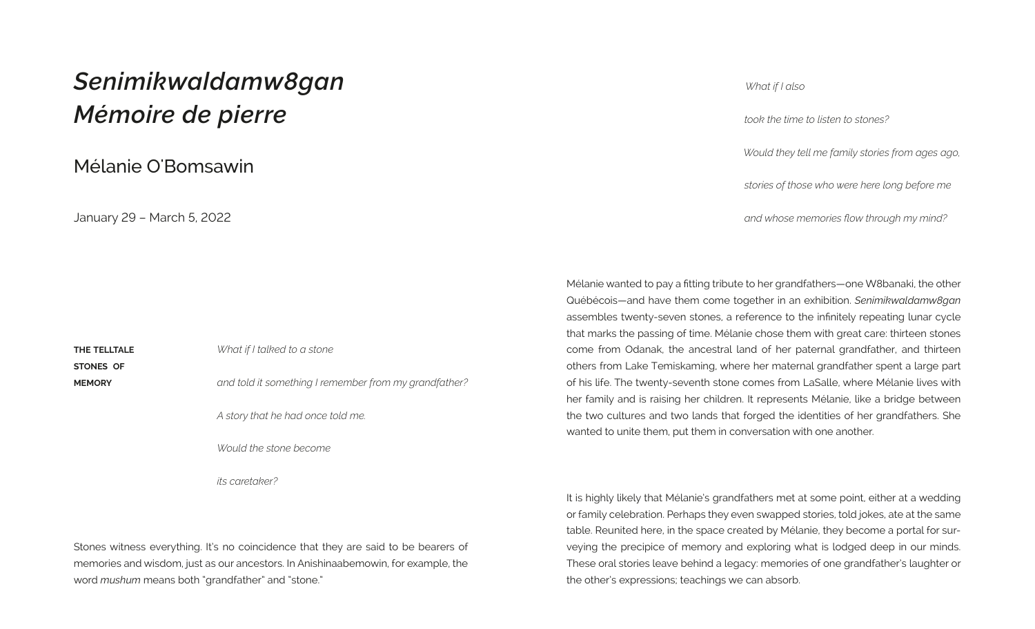# *Senimikwaldamw8gan*
# *Mémoire de pierre*

## Mélanie O'Bomsawin

January 29 – March 5, 2022

*What if I also*

*took the time to listen to stones?*

*Would they tell me family stories from ages ago,*

*stories of those who were here long before me*

*and whose memories flow through my mind?*

**THE TELLTALE STONES OF MEMORY**

*What if I talked to a stone*

*and told it something I remember from my grandfather?*

*A story that he had once told me.*

*Would the stone become*

*its caretaker?*

Stones witness everything. It's no coincidence that they are said to be bearers of memories and wisdom, just as our ancestors. In Anishinaabemowin, for example, the word *mushum* means both "grandfather" and "stone."

Mélanie wanted to pay a fitting tribute to her grandfathers—one W8banaki, the other Québécois—and have them come together in an exhibition. *Senimikwaldamw8gan* assembles twenty-seven stones, a reference to the infinitely repeating lunar cycle that marks the passing of time. Mélanie chose them with great care: thirteen stones come from Odanak, the ancestral land of her paternal grandfather, and thirteen others from Lake Temiskaming, where her maternal grandfather spent a large part of his life. The twenty-seventh stone comes from LaSalle, where Mélanie lives with her family and is raising her children. It represents Mélanie, like a bridge between the two cultures and two lands that forged the identities of her grandfathers. She wanted to unite them, put them in conversation with one another.

It is highly likely that Mélanie's grandfathers met at some point, either at a wedding or family celebration. Perhaps they even swapped stories, told jokes, ate at the same table. Reunited here, in the space created by Mélanie, they become a portal for surveying the precipice of memory and exploring what is lodged deep in our minds. These oral stories leave behind a legacy: memories of one grandfather's laughter or the other's expressions; teachings we can absorb.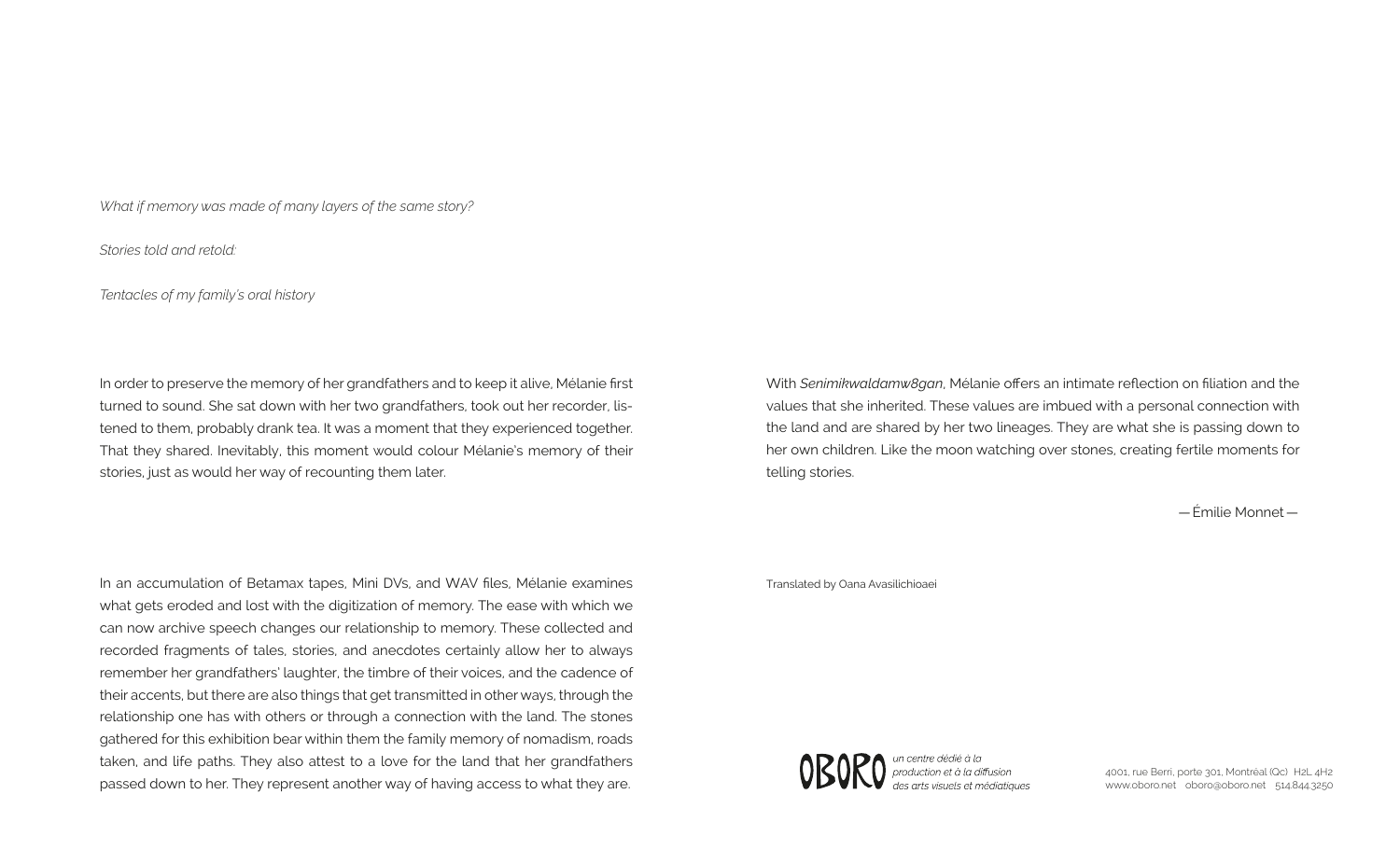*What if memory was made of many layers of the same story?*

*Stories told and retold:*

*Tentacles of my family's oral history*

In order to preserve the memory of her grandfathers and to keep it alive, Mélanie first turned to sound. She sat down with her two grandfathers, took out her recorder, listened to them, probably drank tea. It was a moment that they experienced together. That they shared. Inevitably, this moment would colour Mélanie's memory of their stories, just as would her way of recounting them later.

In an accumulation of Betamax tapes, Mini DVs, and WAV files, Mélanie examines what gets eroded and lost with the digitization of memory. The ease with which we can now archive speech changes our relationship to memory. These collected and recorded fragments of tales, stories, and anecdotes certainly allow her to always remember her grandfathers' laughter, the timbre of their voices, and the cadence of their accents, but there are also things that get transmitted in other ways, through the relationship one has with others or through a connection with the land. The stones gathered for this exhibition bear within them the family memory of nomadism, roads taken, and life paths. They also attest to a love for the land that her grandfathers passed down to her. They represent another way of having access to what they are.

With *Senimikwaldamw8gan*, Mélanie offers an intimate reflection on filiation and the values that she inherited. These values are imbued with a personal connection with the land and are shared by her two lineages. They are what she is passing down to her own children. Like the moon watching over stones, creating fertile moments for telling stories.

— Émilie Monnet —

Translated by Oana Avasilichioaei

OBORO *un centre dédié à la production et à la diffusion des arts visuels et médiatiques*

4001, rue Berri, porte 301, Montréal (Qc) H2L 4H2
www.oboro.net oboro@oboro.net 514.844.3250